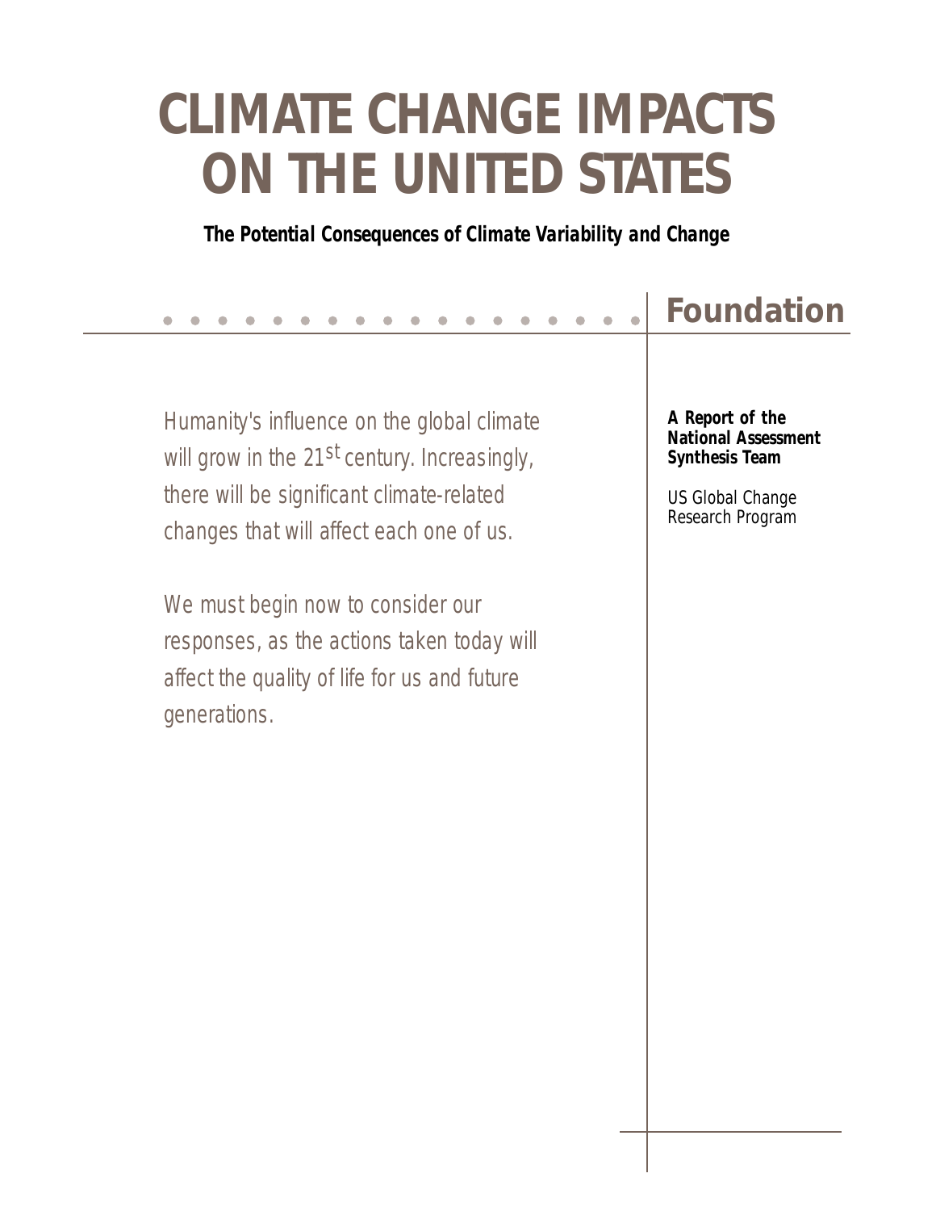# CLIMATE CHANGE IMPACTS ON THE UNITED STATES

***The Potential Consequences of Climate Variability and Change***

## Foundation

**A Report of the National Assessment Synthesis Team**

US Global Change Research Program

*Humanity's influence on the global climate will grow in the 21st century. Increasingly, there will be significant climate-related changes that will affect each one of us.*

*We must begin now to consider our responses, as the actions taken today will affect the quality of life for us and future generations.*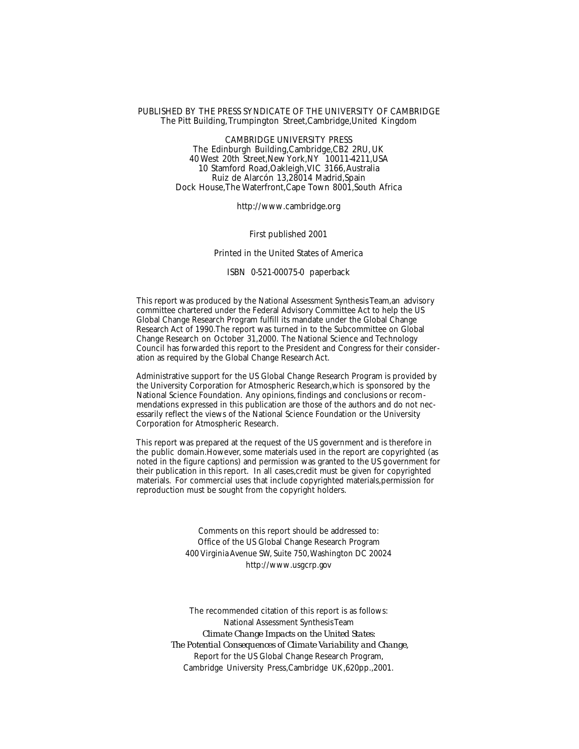PUBLISHED BY THE PRESS SYNDICATE OF THE UNIVERSITY OF CAMBRIDGE
The Pitt Building, Trumpington Street, Cambridge, United Kingdom

CAMBRIDGE UNIVERSITY PRESS
The Edinburgh Building, Cambridge, CB2 2RU, UK
40 West 20th Street, New York, NY 10011-4211, USA
10 Stamford Road, Oakleigh, VIC 3166, Australia
Ruiz de Alarcón 13, 28014 Madrid, Spain
Dock House, The Waterfront, Cape Town 8001, South Africa

http://www.cambridge.org

First published 2001

Printed in the United States of America

ISBN 0-521-00075-0 paperback

This report was produced by the National Assessment Synthesis Team, an advisory committee chartered under the Federal Advisory Committee Act to help the US Global Change Research Program fulfill its mandate under the Global Change Research Act of 1990. The report was turned in to the Subcommittee on Global Change Research on October 31, 2000. The National Science and Technology Council has forwarded this report to the President and Congress for their consideration as required by the Global Change Research Act.

Administrative support for the US Global Change Research Program is provided by the University Corporation for Atmospheric Research, which is sponsored by the National Science Foundation. Any opinions, findings and conclusions or recommendations expressed in this publication are those of the authors and do not necessarily reflect the views of the National Science Foundation or the University Corporation for Atmospheric Research.

This report was prepared at the request of the US government and is therefore in the public domain. However, some materials used in the report are copyrighted (as noted in the figure captions) and permission was granted to the US government for their publication in this report. In all cases, credit must be given for copyrighted materials. For commercial uses that include copyrighted materials, permission for reproduction must be sought from the copyright holders.

Comments on this report should be addressed to:
Office of the US Global Change Research Program
400 Virginia Avenue SW, Suite 750, Washington DC 20024
http://www.usgcrp.gov

The recommended citation of this report is as follows:
National Assessment Synthesis Team
*Climate Change Impacts on the United States:*
*The Potential Consequences of Climate Variability and Change,*
Report for the US Global Change Research Program,
Cambridge University Press, Cambridge UK, 620pp., 2001.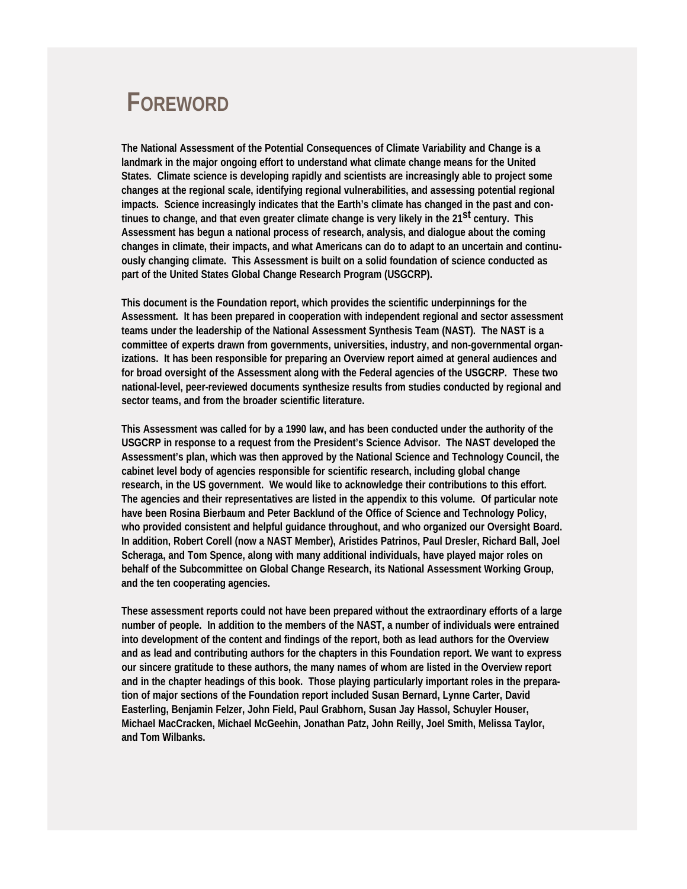# Foreword

**The National Assessment of the Potential Consequences of Climate Variability and Change is a landmark in the major ongoing effort to understand what climate change means for the United States. Climate science is developing rapidly and scientists are increasingly able to project some changes at the regional scale, identifying regional vulnerabilities, and assessing potential regional impacts. Science increasingly indicates that the Earth's climate has changed in the past and continues to change, and that even greater climate change is very likely in the 21st century. This Assessment has begun a national process of research, analysis, and dialogue about the coming changes in climate, their impacts, and what Americans can do to adapt to an uncertain and continuously changing climate. This Assessment is built on a solid foundation of science conducted as part of the United States Global Change Research Program (USGCRP).**

**This document is the Foundation report, which provides the scientific underpinnings for the Assessment. It has been prepared in cooperation with independent regional and sector assessment teams under the leadership of the National Assessment Synthesis Team (NAST). The NAST is a committee of experts drawn from governments, universities, industry, and non-governmental organizations. It has been responsible for preparing an Overview report aimed at general audiences and for broad oversight of the Assessment along with the Federal agencies of the USGCRP. These two national-level, peer-reviewed documents synthesize results from studies conducted by regional and sector teams, and from the broader scientific literature.**

**This Assessment was called for by a 1990 law, and has been conducted under the authority of the USGCRP in response to a request from the President's Science Advisor. The NAST developed the Assessment's plan, which was then approved by the National Science and Technology Council, the cabinet level body of agencies responsible for scientific research, including global change research, in the US government. We would like to acknowledge their contributions to this effort. The agencies and their representatives are listed in the appendix to this volume. Of particular note have been Rosina Bierbaum and Peter Backlund of the Office of Science and Technology Policy, who provided consistent and helpful guidance throughout, and who organized our Oversight Board. In addition, Robert Corell (now a NAST Member), Aristides Patrinos, Paul Dresler, Richard Ball, Joel Scheraga, and Tom Spence, along with many additional individuals, have played major roles on behalf of the Subcommittee on Global Change Research, its National Assessment Working Group, and the ten cooperating agencies.**

**These assessment reports could not have been prepared without the extraordinary efforts of a large number of people. In addition to the members of the NAST, a number of individuals were entrained into development of the content and findings of the report, both as lead authors for the Overview and as lead and contributing authors for the chapters in this Foundation report. We want to express our sincere gratitude to these authors, the many names of whom are listed in the Overview report and in the chapter headings of this book. Those playing particularly important roles in the preparation of major sections of the Foundation report included Susan Bernard, Lynne Carter, David Easterling, Benjamin Felzer, John Field, Paul Grabhorn, Susan Jay Hassol, Schuyler Houser, Michael MacCracken, Michael McGeehin, Jonathan Patz, John Reilly, Joel Smith, Melissa Taylor, and Tom Wilbanks.**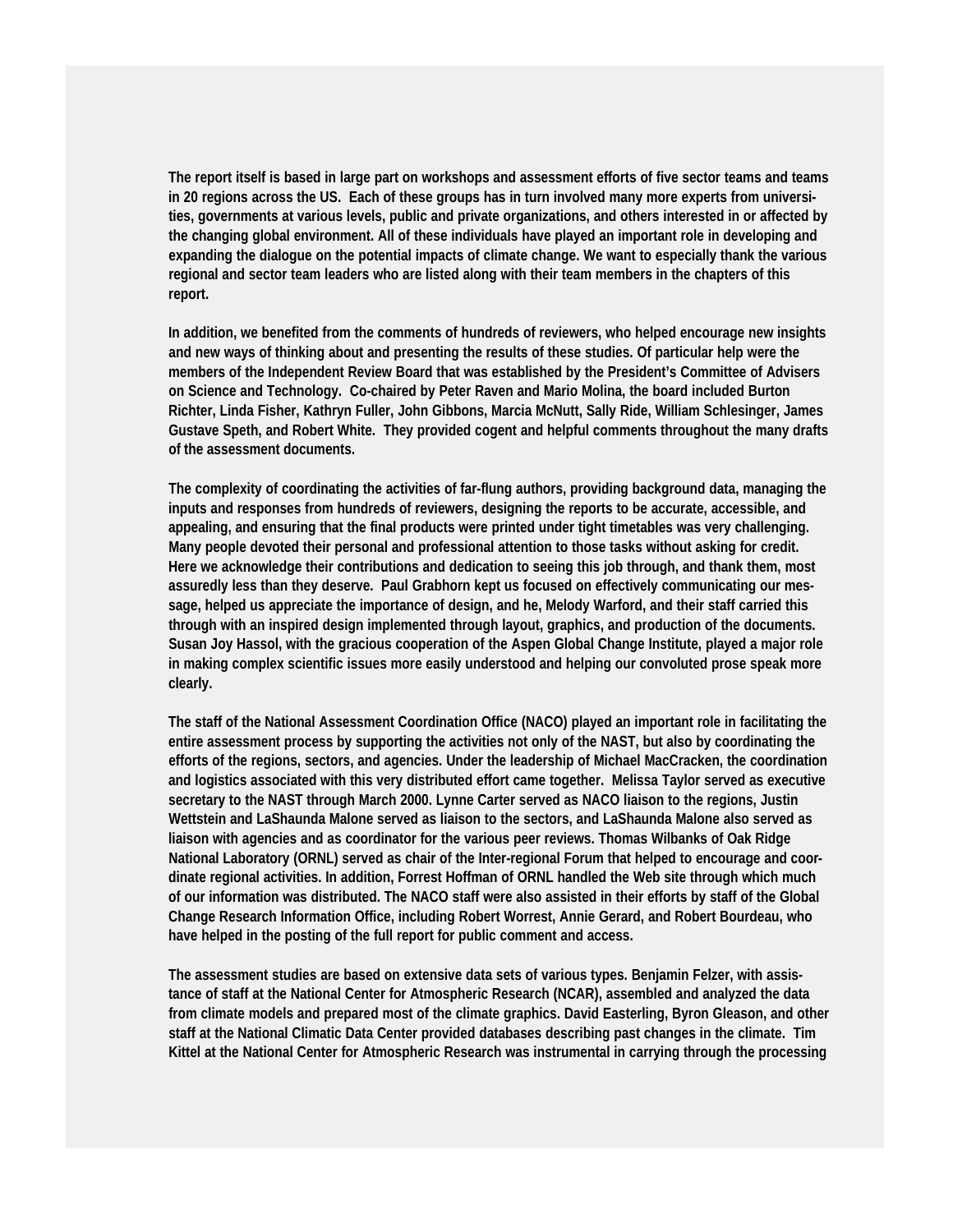The report itself is based in large part on workshops and assessment efforts of five sector teams and teams in 20 regions across the US. Each of these groups has in turn involved many more experts from universities, governments at various levels, public and private organizations, and others interested in or affected by the changing global environment. All of these individuals have played an important role in developing and expanding the dialogue on the potential impacts of climate change. We want to especially thank the various regional and sector team leaders who are listed along with their team members in the chapters of this report.

In addition, we benefited from the comments of hundreds of reviewers, who helped encourage new insights and new ways of thinking about and presenting the results of these studies. Of particular help were the members of the Independent Review Board that was established by the President's Committee of Advisers on Science and Technology. Co-chaired by Peter Raven and Mario Molina, the board included Burton Richter, Linda Fisher, Kathryn Fuller, John Gibbons, Marcia McNutt, Sally Ride, William Schlesinger, James Gustave Speth, and Robert White. They provided cogent and helpful comments throughout the many drafts of the assessment documents.

The complexity of coordinating the activities of far-flung authors, providing background data, managing the inputs and responses from hundreds of reviewers, designing the reports to be accurate, accessible, and appealing, and ensuring that the final products were printed under tight timetables was very challenging. Many people devoted their personal and professional attention to those tasks without asking for credit. Here we acknowledge their contributions and dedication to seeing this job through, and thank them, most assuredly less than they deserve. Paul Grabhorn kept us focused on effectively communicating our message, helped us appreciate the importance of design, and he, Melody Warford, and their staff carried this through with an inspired design implemented through layout, graphics, and production of the documents. Susan Joy Hassol, with the gracious cooperation of the Aspen Global Change Institute, played a major role in making complex scientific issues more easily understood and helping our convoluted prose speak more clearly.

The staff of the National Assessment Coordination Office (NACO) played an important role in facilitating the entire assessment process by supporting the activities not only of the NAST, but also by coordinating the efforts of the regions, sectors, and agencies. Under the leadership of Michael MacCracken, the coordination and logistics associated with this very distributed effort came together. Melissa Taylor served as executive secretary to the NAST through March 2000. Lynne Carter served as NACO liaison to the regions, Justin Wettstein and LaShaunda Malone served as liaison to the sectors, and LaShaunda Malone also served as liaison with agencies and as coordinator for the various peer reviews. Thomas Wilbanks of Oak Ridge National Laboratory (ORNL) served as chair of the Inter-regional Forum that helped to encourage and coordinate regional activities. In addition, Forrest Hoffman of ORNL handled the Web site through which much of our information was distributed. The NACO staff were also assisted in their efforts by staff of the Global Change Research Information Office, including Robert Worrest, Annie Gerard, and Robert Bourdeau, who have helped in the posting of the full report for public comment and access.

The assessment studies are based on extensive data sets of various types. Benjamin Felzer, with assistance of staff at the National Center for Atmospheric Research (NCAR), assembled and analyzed the data from climate models and prepared most of the climate graphics. David Easterling, Byron Gleason, and other staff at the National Climatic Data Center provided databases describing past changes in the climate. Tim Kittel at the National Center for Atmospheric Research was instrumental in carrying through the processing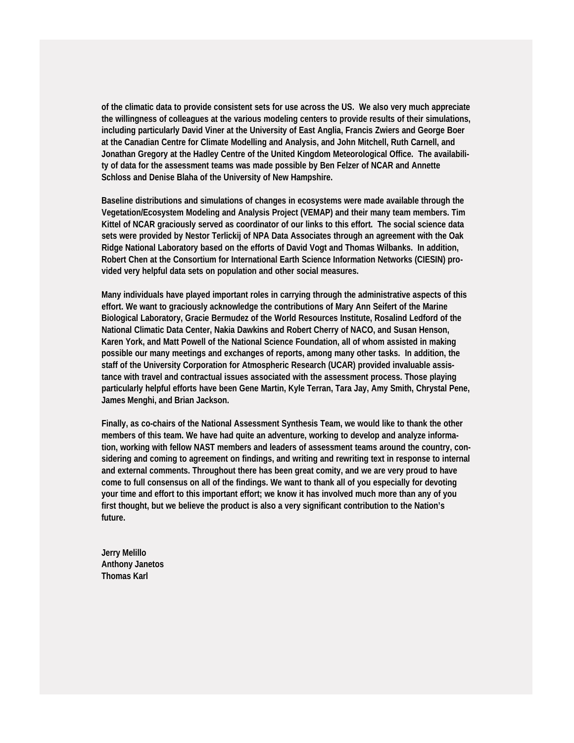of the climatic data to provide consistent sets for use across the US. We also very much appreciate the willingness of colleagues at the various modeling centers to provide results of their simulations, including particularly David Viner at the University of East Anglia, Francis Zwiers and George Boer at the Canadian Centre for Climate Modelling and Analysis, and John Mitchell, Ruth Carnell, and Jonathan Gregory at the Hadley Centre of the United Kingdom Meteorological Office. The availability of data for the assessment teams was made possible by Ben Felzer of NCAR and Annette Schloss and Denise Blaha of the University of New Hampshire.

Baseline distributions and simulations of changes in ecosystems were made available through the Vegetation/Ecosystem Modeling and Analysis Project (VEMAP) and their many team members. Tim Kittel of NCAR graciously served as coordinator of our links to this effort. The social science data sets were provided by Nestor Terlickij of NPA Data Associates through an agreement with the Oak Ridge National Laboratory based on the efforts of David Vogt and Thomas Wilbanks. In addition, Robert Chen at the Consortium for International Earth Science Information Networks (CIESIN) provided very helpful data sets on population and other social measures.

Many individuals have played important roles in carrying through the administrative aspects of this effort. We want to graciously acknowledge the contributions of Mary Ann Seifert of the Marine Biological Laboratory, Gracie Bermudez of the World Resources Institute, Rosalind Ledford of the National Climatic Data Center, Nakia Dawkins and Robert Cherry of NACO, and Susan Henson, Karen York, and Matt Powell of the National Science Foundation, all of whom assisted in making possible our many meetings and exchanges of reports, among many other tasks. In addition, the staff of the University Corporation for Atmospheric Research (UCAR) provided invaluable assistance with travel and contractual issues associated with the assessment process. Those playing particularly helpful efforts have been Gene Martin, Kyle Terran, Tara Jay, Amy Smith, Chrystal Pene, James Menghi, and Brian Jackson.

Finally, as co-chairs of the National Assessment Synthesis Team, we would like to thank the other members of this team. We have had quite an adventure, working to develop and analyze information, working with fellow NAST members and leaders of assessment teams around the country, considering and coming to agreement on findings, and writing and rewriting text in response to internal and external comments. Throughout there has been great comity, and we are very proud to have come to full consensus on all of the findings. We want to thank all of you especially for devoting your time and effort to this important effort; we know it has involved much more than any of you first thought, but we believe the product is also a very significant contribution to the Nation's future.

Jerry Melillo
Anthony Janetos
Thomas Karl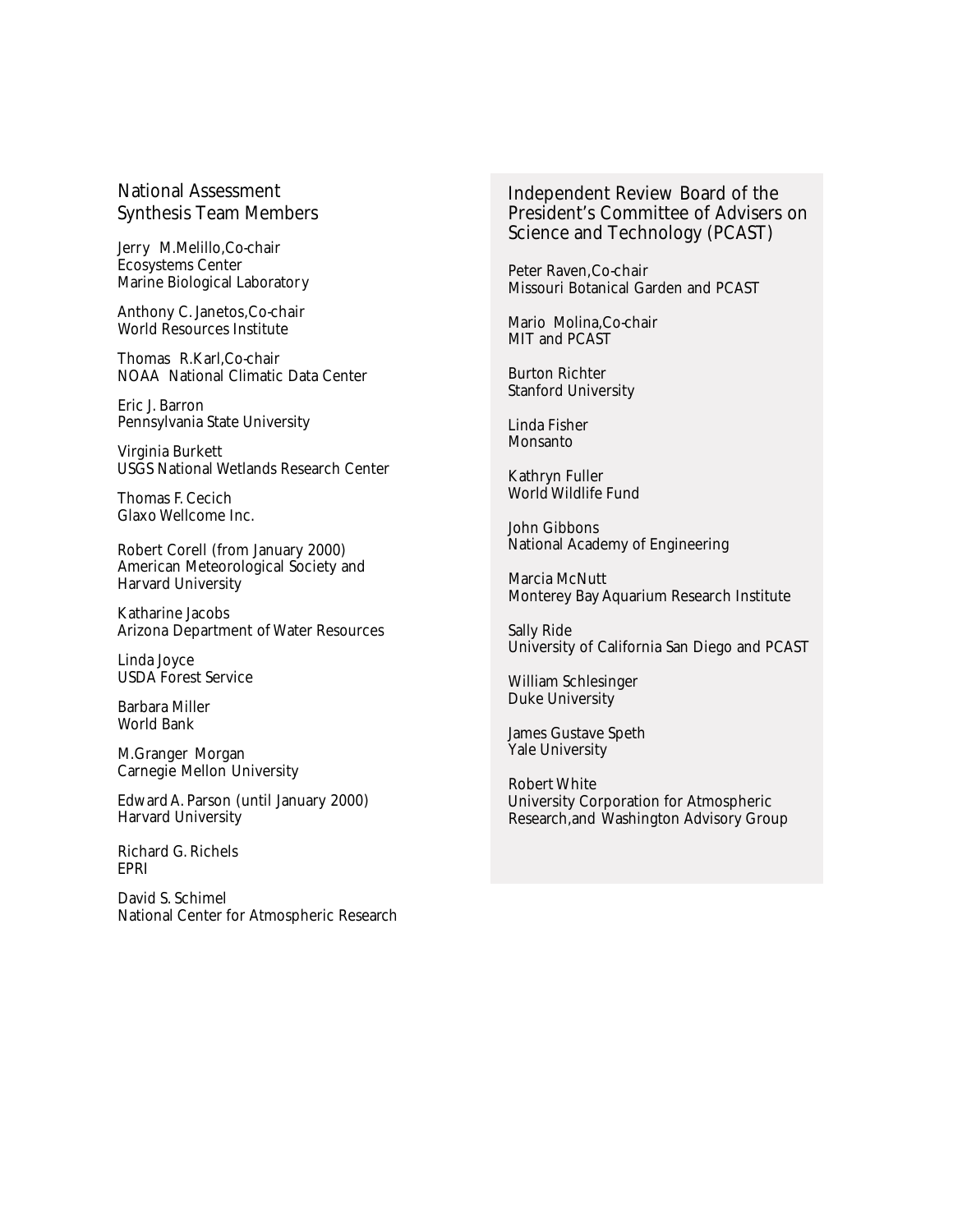## National Assessment Synthesis Team Members

Jerry M.Melillo,Co-chair
Ecosystems Center
Marine Biological Laboratory

Anthony C. Janetos,Co-chair
World Resources Institute

Thomas R.Karl,Co-chair
NOAA National Climatic Data Center

Eric J. Barron
Pennsylvania State University

Virginia Burkett
USGS National Wetlands Research Center

Thomas F. Cecich
Glaxo Wellcome Inc.

Robert Corell (from January 2000)
American Meteorological Society and
Harvard University

Katharine Jacobs
Arizona Department of Water Resources

Linda Joyce
USDA Forest Service

Barbara Miller
World Bank

M.Granger Morgan
Carnegie Mellon University

Edward A. Parson (until January 2000)
Harvard University

Richard G. Richels
EPRI

David S. Schimel
National Center for Atmospheric Research

## Independent Review Board of the President's Committee of Advisers on Science and Technology (PCAST)

Peter Raven,Co-chair
Missouri Botanical Garden and PCAST

Mario Molina,Co-chair
MIT and PCAST

Burton Richter
Stanford University

Linda Fisher
Monsanto

Kathryn Fuller
World Wildlife Fund

John Gibbons
National Academy of Engineering

Marcia McNutt
Monterey Bay Aquarium Research Institute

Sally Ride
University of California San Diego and PCAST

William Schlesinger
Duke University

James Gustave Speth
Yale University

Robert White
University Corporation for Atmospheric
Research,and Washington Advisory Group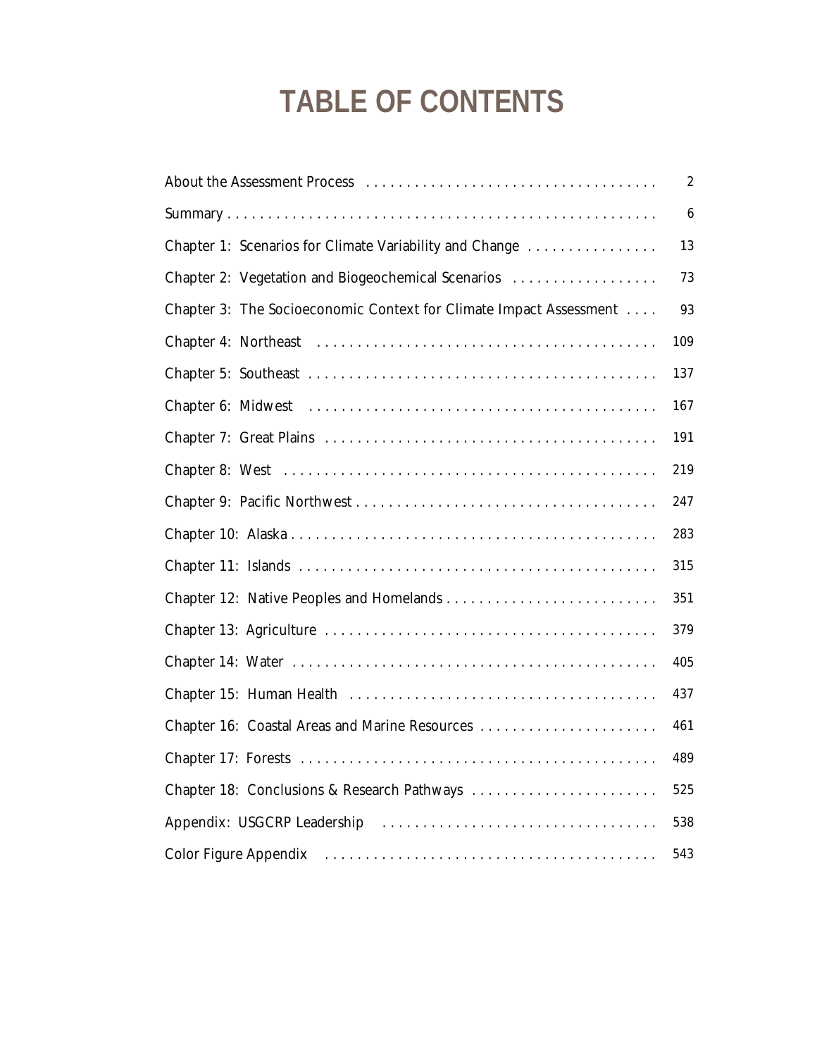# TABLE OF CONTENTS

| | |
|---|---|
| About the Assessment Process | 2 |
| Summary | 6 |
| Chapter 1: Scenarios for Climate Variability and Change | 13 |
| Chapter 2: Vegetation and Biogeochemical Scenarios | 73 |
| Chapter 3: The Socioeconomic Context for Climate Impact Assessment | 93 |
| Chapter 4: Northeast | 109 |
| Chapter 5: Southeast | 137 |
| Chapter 6: Midwest | 167 |
| Chapter 7: Great Plains | 191 |
| Chapter 8: West | 219 |
| Chapter 9: Pacific Northwest | 247 |
| Chapter 10: Alaska | 283 |
| Chapter 11: Islands | 315 |
| Chapter 12: Native Peoples and Homelands | 351 |
| Chapter 13: Agriculture | 379 |
| Chapter 14: Water | 405 |
| Chapter 15: Human Health | 437 |
| Chapter 16: Coastal Areas and Marine Resources | 461 |
| Chapter 17: Forests | 489 |
| Chapter 18: Conclusions & Research Pathways | 525 |
| Appendix: USGCRP Leadership | 538 |
| Color Figure Appendix | 543 |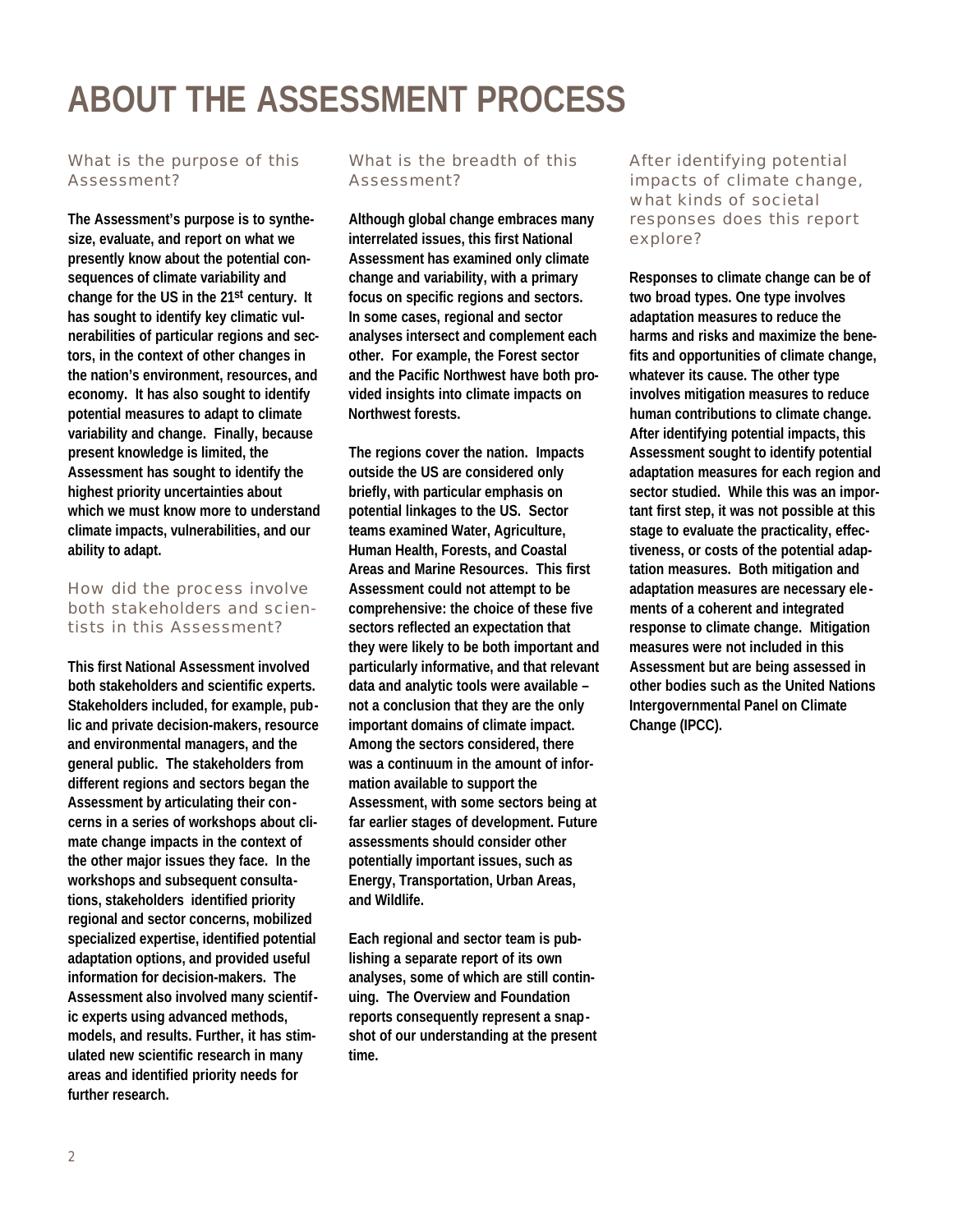# ABOUT THE ASSESSMENT PROCESS

### What is the purpose of this Assessment?

**The Assessment's purpose is to synthesize, evaluate, and report on what we presently know about the potential consequences of climate variability and change for the US in the 21st century. It has sought to identify key climatic vulnerabilities of particular regions and sectors, in the context of other changes in the nation's environment, resources, and economy. It has also sought to identify potential measures to adapt to climate variability and change. Finally, because present knowledge is limited, the Assessment has sought to identify the highest priority uncertainties about which we must know more to understand climate impacts, vulnerabilities, and our ability to adapt.**

### How did the process involve both stakeholders and scientists in this Assessment?

**This first National Assessment involved both stakeholders and scientific experts. Stakeholders included, for example, public and private decision-makers, resource and environmental managers, and the general public. The stakeholders from different regions and sectors began the Assessment by articulating their concerns in a series of workshops about climate change impacts in the context of the other major issues they face. In the workshops and subsequent consultations, stakeholders identified priority regional and sector concerns, mobilized specialized expertise, identified potential adaptation options, and provided useful information for decision-makers. The Assessment also involved many scientific experts using advanced methods, models, and results. Further, it has stimulated new scientific research in many areas and identified priority needs for further research.**

### What is the breadth of this Assessment?

**Although global change embraces many interrelated issues, this first National Assessment has examined only climate change and variability, with a primary focus on specific regions and sectors. In some cases, regional and sector analyses intersect and complement each other. For example, the Forest sector and the Pacific Northwest have both provided insights into climate impacts on Northwest forests.**

**The regions cover the nation. Impacts outside the US are considered only briefly, with particular emphasis on potential linkages to the US. Sector teams examined Water, Agriculture, Human Health, Forests, and Coastal Areas and Marine Resources. This first Assessment could not attempt to be comprehensive: the choice of these five sectors reflected an expectation that they were likely to be both important and particularly informative, and that relevant data and analytic tools were available – not a conclusion that they are the only important domains of climate impact. Among the sectors considered, there was a continuum in the amount of information available to support the Assessment, with some sectors being at far earlier stages of development. Future assessments should consider other potentially important issues, such as Energy, Transportation, Urban Areas, and Wildlife.**

**Each regional and sector team is publishing a separate report of its own analyses, some of which are still continuing. The Overview and Foundation reports consequently represent a snapshot of our understanding at the present time.**

### After identifying potential impacts of climate change, what kinds of societal responses does this report explore?

**Responses to climate change can be of two broad types. One type involves adaptation measures to reduce the harms and risks and maximize the benefits and opportunities of climate change, whatever its cause. The other type involves mitigation measures to reduce human contributions to climate change. After identifying potential impacts, this Assessment sought to identify potential adaptation measures for each region and sector studied. While this was an important first step, it was not possible at this stage to evaluate the practicality, effectiveness, or costs of the potential adaptation measures. Both mitigation and adaptation measures are necessary elements of a coherent and integrated response to climate change. Mitigation measures were not included in this Assessment but are being assessed in other bodies such as the United Nations Intergovernmental Panel on Climate Change (IPCC).**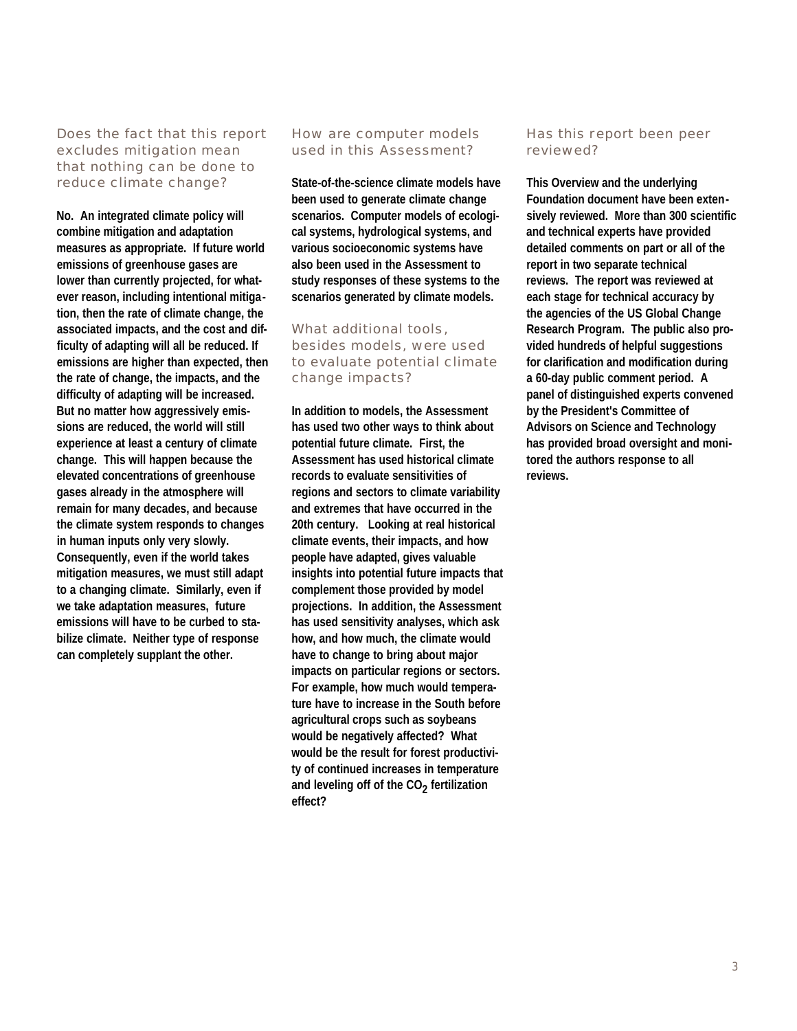## Does the fact that this report excludes mitigation mean that nothing can be done to reduce climate change?

**No. An integrated climate policy will combine mitigation and adaptation measures as appropriate. If future world emissions of greenhouse gases are lower than currently projected, for whatever reason, including intentional mitigation, then the rate of climate change, the associated impacts, and the cost and difficulty of adapting will all be reduced. If emissions are higher than expected, then the rate of change, the impacts, and the difficulty of adapting will be increased. But no matter how aggressively emissions are reduced, the world will still experience at least a century of climate change. This will happen because the elevated concentrations of greenhouse gases already in the atmosphere will remain for many decades, and because the climate system responds to changes in human inputs only very slowly. Consequently, even if the world takes mitigation measures, we must still adapt to a changing climate. Similarly, even if we take adaptation measures, future emissions will have to be curbed to stabilize climate. Neither type of response can completely supplant the other.**

## How are computer models used in this Assessment?

**State-of-the-science climate models have been used to generate climate change scenarios. Computer models of ecological systems, hydrological systems, and various socioeconomic systems have also been used in the Assessment to study responses of these systems to the scenarios generated by climate models.**

## What additional tools, besides models, were used to evaluate potential climate change impacts?

**In addition to models, the Assessment has used two other ways to think about potential future climate. First, the Assessment has used historical climate records to evaluate sensitivities of regions and sectors to climate variability and extremes that have occurred in the 20th century. Looking at real historical climate events, their impacts, and how people have adapted, gives valuable insights into potential future impacts that complement those provided by model projections. In addition, the Assessment has used sensitivity analyses, which ask how, and how much, the climate would have to change to bring about major impacts on particular regions or sectors. For example, how much would temperature have to increase in the South before agricultural crops such as soybeans would be negatively affected? What would be the result for forest productivity of continued increases in temperature and leveling off of the $CO_2$ fertilization effect?**

## Has this report been peer reviewed?

**This Overview and the underlying Foundation document have been extensively reviewed. More than 300 scientific and technical experts have provided detailed comments on part or all of the report in two separate technical reviews. The report was reviewed at each stage for technical accuracy by the agencies of the US Global Change Research Program. The public also provided hundreds of helpful suggestions for clarification and modification during a 60-day public comment period. A panel of distinguished experts convened by the President's Committee of Advisors on Science and Technology has provided broad oversight and monitored the authors response to all reviews.**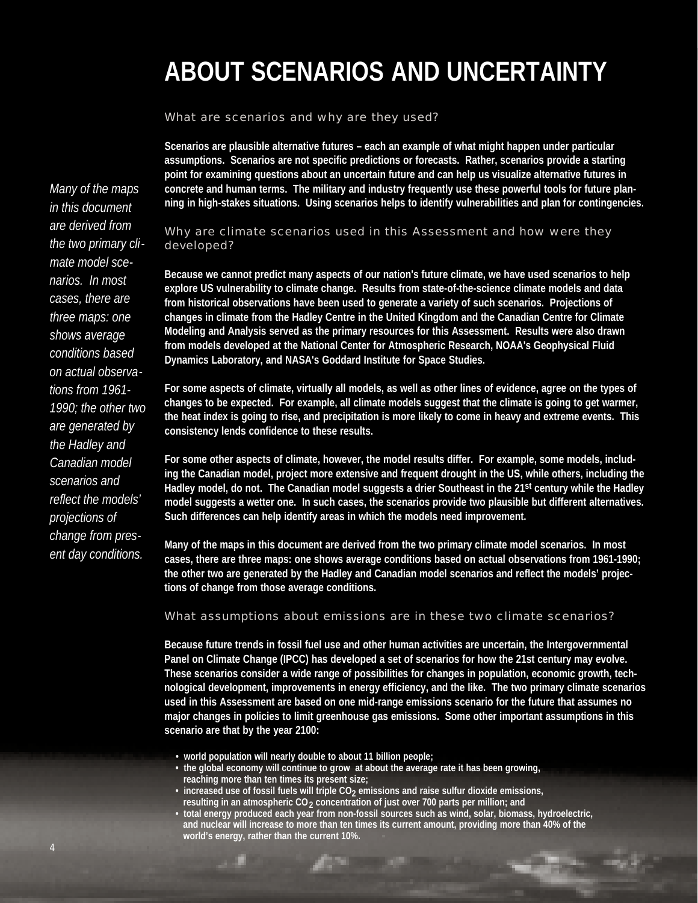# ABOUT SCENARIOS AND UNCERTAINTY

## What are scenarios and why are they used?

**Scenarios are plausible alternative futures – each an example of what might happen under particular assumptions. Scenarios are not specific predictions or forecasts. Rather, scenarios provide a starting point for examining questions about an uncertain future and can help us visualize alternative futures in concrete and human terms. The military and industry frequently use these powerful tools for future planning in high-stakes situations. Using scenarios helps to identify vulnerabilities and plan for contingencies.**

*Many of the maps in this document are derived from the two primary climate model scenarios. In most cases, there are three maps: one shows average conditions based on actual observations from 1961-1990; the other two are generated by the Hadley and Canadian model scenarios and reflect the models' projections of change from present day conditions.*

## Why are climate scenarios used in this Assessment and how were they developed?

**Because we cannot predict many aspects of our nation's future climate, we have used scenarios to help explore US vulnerability to climate change. Results from state-of-the-science climate models and data from historical observations have been used to generate a variety of such scenarios. Projections of changes in climate from the Hadley Centre in the United Kingdom and the Canadian Centre for Climate Modeling and Analysis served as the primary resources for this Assessment. Results were also drawn from models developed at the National Center for Atmospheric Research, NOAA's Geophysical Fluid Dynamics Laboratory, and NASA's Goddard Institute for Space Studies.**

**For some aspects of climate, virtually all models, as well as other lines of evidence, agree on the types of changes to be expected. For example, all climate models suggest that the climate is going to get warmer, the heat index is going to rise, and precipitation is more likely to come in heavy and extreme events. This consistency lends confidence to these results.**

**For some other aspects of climate, however, the model results differ. For example, some models, including the Canadian model, project more extensive and frequent drought in the US, while others, including the Hadley model, do not. The Canadian model suggests a drier Southeast in the 21st century while the Hadley model suggests a wetter one. In such cases, the scenarios provide two plausible but different alternatives. Such differences can help identify areas in which the models need improvement.**

**Many of the maps in this document are derived from the two primary climate model scenarios. In most cases, there are three maps: one shows average conditions based on actual observations from 1961-1990; the other two are generated by the Hadley and Canadian model scenarios and reflect the models' projections of change from those average conditions.**

## What assumptions about emissions are in these two climate scenarios?

**Because future trends in fossil fuel use and other human activities are uncertain, the Intergovernmental Panel on Climate Change (IPCC) has developed a set of scenarios for how the 21st century may evolve. These scenarios consider a wide range of possibilities for changes in population, economic growth, technological development, improvements in energy efficiency, and the like. The two primary climate scenarios used in this Assessment are based on one mid-range emissions scenario for the future that assumes no major changes in policies to limit greenhouse gas emissions. Some other important assumptions in this scenario are that by the year 2100:**

- **world population will nearly double to about 11 billion people;**
- **the global economy will continue to grow at about the average rate it has been growing, reaching more than ten times its present size;**
- **increased use of fossil fuels will triple $CO_2$ emissions and raise sulfur dioxide emissions, resulting in an atmospheric $CO_2$ concentration of just over 700 parts per million; and**
- **total energy produced each year from non-fossil sources such as wind, solar, biomass, hydroelectric, and nuclear will increase to more than ten times its current amount, providing more than 40% of the world's energy, rather than the current 10%.**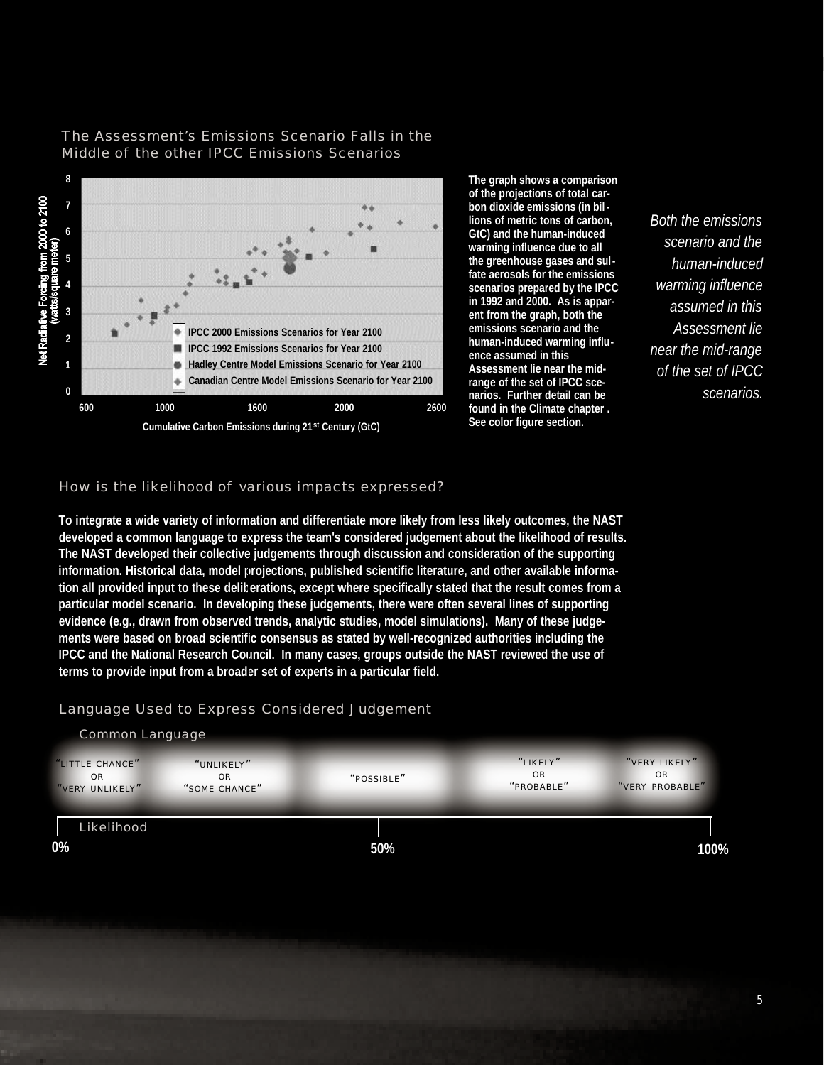## The Assessment's Emissions Scenario Falls in the Middle of the other IPCC Emissions Scenarios

8
7
6
5
4
3
2
1
0

Net Radiative Forcing from 2000 to 2100 (watts/square meter)

600 1000 1600 2000 2600

Cumulative Carbon Emissions during 21st Century (GtC)

IPCC 2000 Emissions Scenarios for Year 2100
IPCC 1992 Emissions Scenarios for Year 2100
Hadley Centre Model Emissions Scenario for Year 2100
Canadian Centre Model Emissions Scenario for Year 2100

**The graph shows a comparison of the projections of total carbon dioxide emissions (in billions of metric tons of carbon, GtC) and the human-induced warming influence due to all the greenhouse gases and sulfate aerosols for the emissions scenarios prepared by the IPCC in 1992 and 2000. As is apparent from the graph, both the emissions scenario and the human-induced warming influence assumed in this Assessment lie near the mid-range of the set of IPCC scenarios. Further detail can be found in the Climate chapter. See color figure section.**

*Both the emissions scenario and the human-induced warming influence assumed in this Assessment lie near the mid-range of the set of IPCC scenarios.*

## How is the likelihood of various impacts expressed?

**To integrate a wide variety of information and differentiate more likely from less likely outcomes, the NAST developed a common language to express the team's considered judgement about the likelihood of results. The NAST developed their collective judgements through discussion and consideration of the supporting information. Historical data, model projections, published scientific literature, and other available information all provided input to these deliberations, except where specifically stated that the result comes from a particular model scenario. In developing these judgements, there were often several lines of supporting evidence (e.g., drawn from observed trends, analytic studies, model simulations). Many of these judgements were based on broad scientific consensus as stated by well-recognized authorities including the IPCC and the National Research Council. In many cases, groups outside the NAST reviewed the use of terms to provide input from a broader set of experts in a particular field.**

## Language Used to Express Considered Judgement

Common Language

"LITTLE CHANCE" OR "VERY UNLIKELY"

"UNLIKELY" OR "SOME CHANCE"

"POSSIBLE"

"LIKELY" OR "PROBABLE"

"VERY LIKELY" OR "VERY PROBABLE"

Likelihood

0%

50%

100%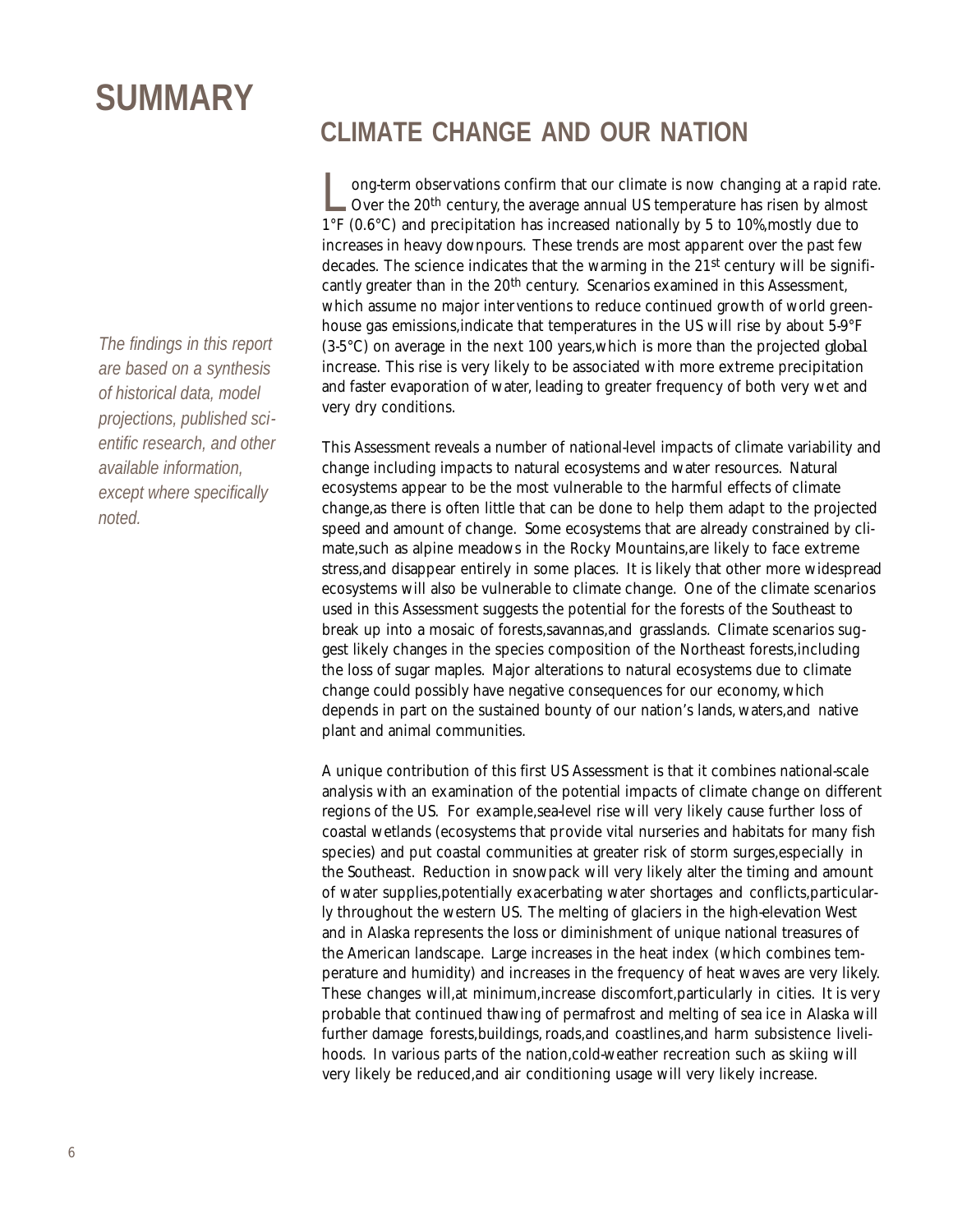# SUMMARY

## CLIMATE CHANGE AND OUR NATION

*The findings in this report are based on a synthesis of historical data, model projections, published scientific research, and other available information, except where specifically noted.*

Long-term observations confirm that our climate is now changing at a rapid rate. Over the 20th century, the average annual US temperature has risen by almost 1°F (0.6°C) and precipitation has increased nationally by 5 to 10%, mostly due to increases in heavy downpours. These trends are most apparent over the past few decades. The science indicates that the warming in the 21st century will be significantly greater than in the 20th century. Scenarios examined in this Assessment, which assume no major interventions to reduce continued growth of world greenhouse gas emissions, indicate that temperatures in the US will rise by about 5-9°F (3-5°C) on average in the next 100 years, which is more than the projected global increase. This rise is very likely to be associated with more extreme precipitation and faster evaporation of water, leading to greater frequency of both very wet and very dry conditions.

This Assessment reveals a number of national-level impacts of climate variability and change including impacts to natural ecosystems and water resources. Natural ecosystems appear to be the most vulnerable to the harmful effects of climate change, as there is often little that can be done to help them adapt to the projected speed and amount of change. Some ecosystems that are already constrained by climate, such as alpine meadows in the Rocky Mountains, are likely to face extreme stress, and disappear entirely in some places. It is likely that other more widespread ecosystems will also be vulnerable to climate change. One of the climate scenarios used in this Assessment suggests the potential for the forests of the Southeast to break up into a mosaic of forests, savannas, and grasslands. Climate scenarios suggest likely changes in the species composition of the Northeast forests, including the loss of sugar maples. Major alterations to natural ecosystems due to climate change could possibly have negative consequences for our economy, which depends in part on the sustained bounty of our nation's lands, waters, and native plant and animal communities.

A unique contribution of this first US Assessment is that it combines national-scale analysis with an examination of the potential impacts of climate change on different regions of the US. For example, sea-level rise will very likely cause further loss of coastal wetlands (ecosystems that provide vital nurseries and habitats for many fish species) and put coastal communities at greater risk of storm surges, especially in the Southeast. Reduction in snowpack will very likely alter the timing and amount of water supplies, potentially exacerbating water shortages and conflicts, particularly throughout the western US. The melting of glaciers in the high-elevation West and in Alaska represents the loss or diminishment of unique national treasures of the American landscape. Large increases in the heat index (which combines temperature and humidity) and increases in the frequency of heat waves are very likely. These changes will, at minimum, increase discomfort, particularly in cities. It is very probable that continued thawing of permafrost and melting of sea ice in Alaska will further damage forests, buildings, roads, and coastlines, and harm subsistence livelihoods. In various parts of the nation, cold-weather recreation such as skiing will very likely be reduced, and air conditioning usage will very likely increase.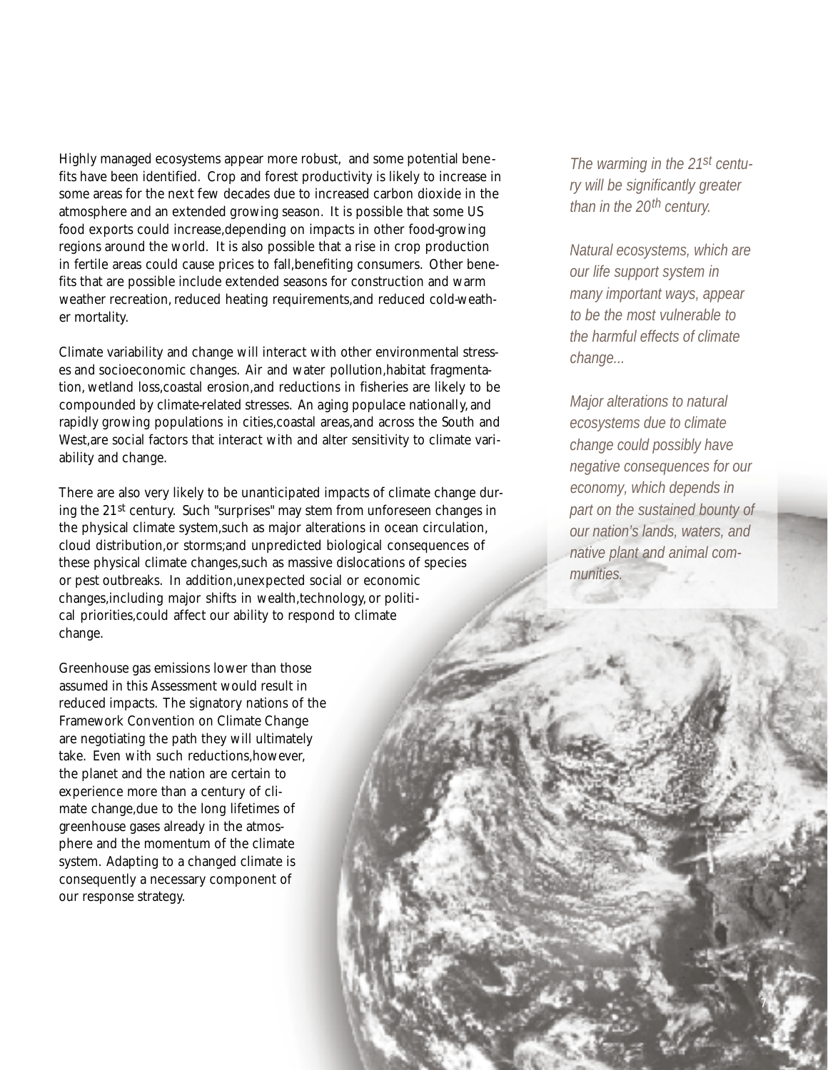Highly managed ecosystems appear more robust, and some potential benefits have been identified. Crop and forest productivity is likely to increase in some areas for the next few decades due to increased carbon dioxide in the atmosphere and an extended growing season. It is possible that some US food exports could increase, depending on impacts in other food-growing regions around the world. It is also possible that a rise in crop production in fertile areas could cause prices to fall, benefiting consumers. Other benefits that are possible include extended seasons for construction and warm weather recreation, reduced heating requirements, and reduced cold-weather mortality.

Climate variability and change will interact with other environmental stresses and socioeconomic changes. Air and water pollution, habitat fragmentation, wetland loss, coastal erosion, and reductions in fisheries are likely to be compounded by climate-related stresses. An aging populace nationally, and rapidly growing populations in cities, coastal areas, and across the South and West, are social factors that interact with and alter sensitivity to climate variability and change.

There are also very likely to be unanticipated impacts of climate change during the 21st century. Such "surprises" may stem from unforeseen changes in the physical climate system, such as major alterations in ocean circulation, cloud distribution, or storms; and unpredicted biological consequences of these physical climate changes, such as massive dislocations of species or pest outbreaks. In addition, unexpected social or economic changes, including major shifts in wealth, technology, or political priorities, could affect our ability to respond to climate change.

Greenhouse gas emissions lower than those assumed in this Assessment would result in reduced impacts. The signatory nations of the Framework Convention on Climate Change are negotiating the path they will ultimately take. Even with such reductions, however, the planet and the nation are certain to experience more than a century of climate change, due to the long lifetimes of greenhouse gases already in the atmosphere and the momentum of the climate system. Adapting to a changed climate is consequently a necessary component of our response strategy.

*The warming in the 21st century will be significantly greater than in the 20th century.*

*Natural ecosystems, which are our life support system in many important ways, appear to be the most vulnerable to the harmful effects of climate change...*

*Major alterations to natural ecosystems due to climate change could possibly have negative consequences for our economy, which depends in part on the sustained bounty of our nation's lands, waters, and native plant and animal communities.*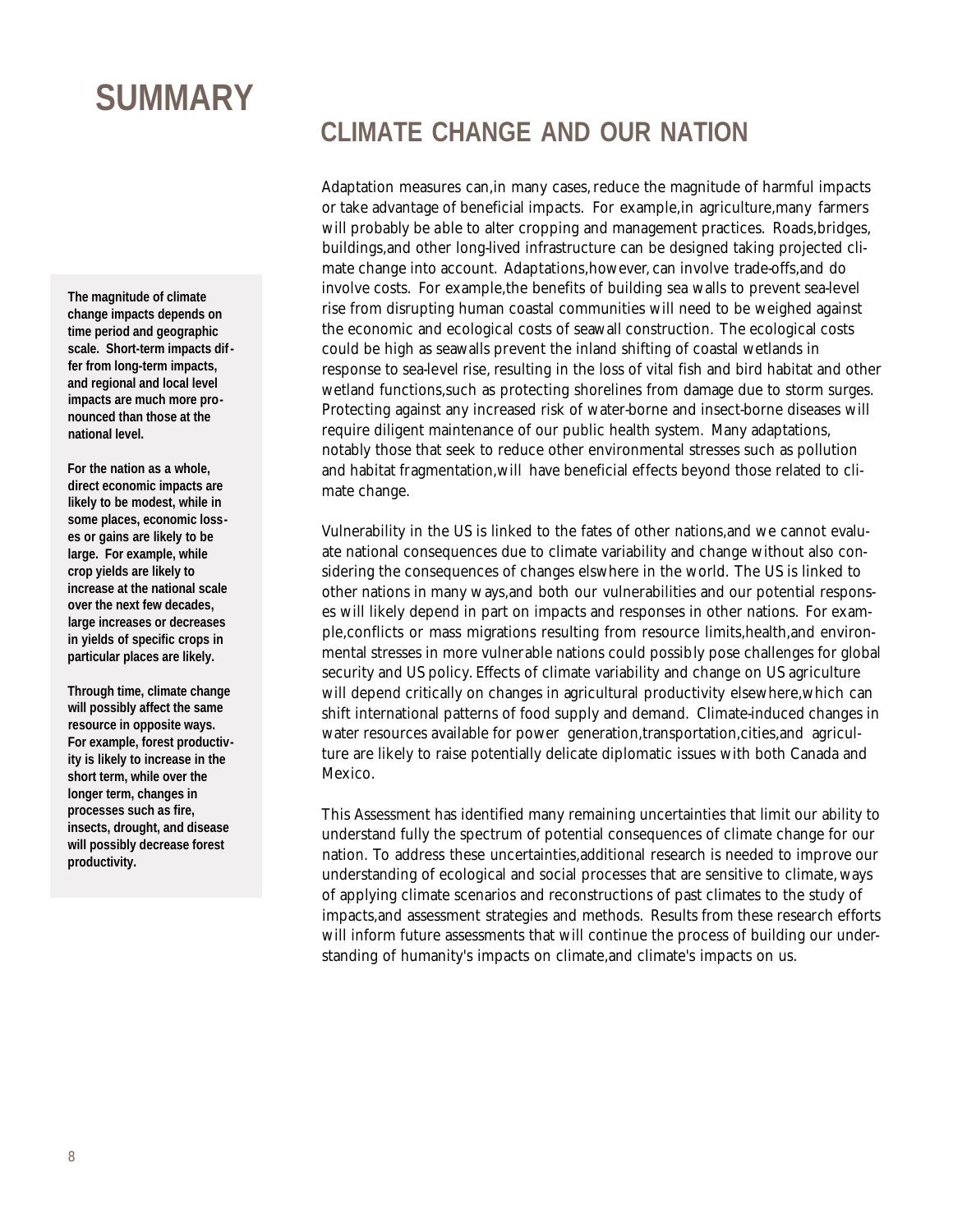# SUMMARY

## CLIMATE CHANGE AND OUR NATION

**The magnitude of climate change impacts depends on time period and geographic scale. Short-term impacts differ from long-term impacts, and regional and local level impacts are much more pronounced than those at the national level.**

**For the nation as a whole, direct economic impacts are likely to be modest, while in some places, economic losses or gains are likely to be large. For example, while crop yields are likely to increase at the national scale over the next few decades, large increases or decreases in yields of specific crops in particular places are likely.**

**Through time, climate change will possibly affect the same resource in opposite ways. For example, forest productivity is likely to increase in the short term, while over the longer term, changes in processes such as fire, insects, drought, and disease will possibly decrease forest productivity.**

Adaptation measures can, in many cases, reduce the magnitude of harmful impacts or take advantage of beneficial impacts. For example, in agriculture, many farmers will probably be able to alter cropping and management practices. Roads, bridges, buildings, and other long-lived infrastructure can be designed taking projected climate change into account. Adaptations, however, can involve trade-offs, and do involve costs. For example, the benefits of building sea walls to prevent sea-level rise from disrupting human coastal communities will need to be weighed against the economic and ecological costs of seawall construction. The ecological costs could be high as seawalls prevent the inland shifting of coastal wetlands in response to sea-level rise, resulting in the loss of vital fish and bird habitat and other wetland functions, such as protecting shorelines from damage due to storm surges. Protecting against any increased risk of water-borne and insect-borne diseases will require diligent maintenance of our public health system. Many adaptations, notably those that seek to reduce other environmental stresses such as pollution and habitat fragmentation, will have beneficial effects beyond those related to climate change.

Vulnerability in the US is linked to the fates of other nations, and we cannot evaluate national consequences due to climate variability and change without also considering the consequences of changes elswhere in the world. The US is linked to other nations in many ways, and both our vulnerabilities and our potential responses will likely depend in part on impacts and responses in other nations. For example, conflicts or mass migrations resulting from resource limits, health, and environmental stresses in more vulnerable nations could possibly pose challenges for global security and US policy. Effects of climate variability and change on US agriculture will depend critically on changes in agricultural productivity elsewhere, which can shift international patterns of food supply and demand. Climate-induced changes in water resources available for power generation, transportation, cities, and agriculture are likely to raise potentially delicate diplomatic issues with both Canada and Mexico.

This Assessment has identified many remaining uncertainties that limit our ability to understand fully the spectrum of potential consequences of climate change for our nation. To address these uncertainties, additional research is needed to improve our understanding of ecological and social processes that are sensitive to climate, ways of applying climate scenarios and reconstructions of past climates to the study of impacts, and assessment strategies and methods. Results from these research efforts will inform future assessments that will continue the process of building our understanding of humanity's impacts on climate, and climate's impacts on us.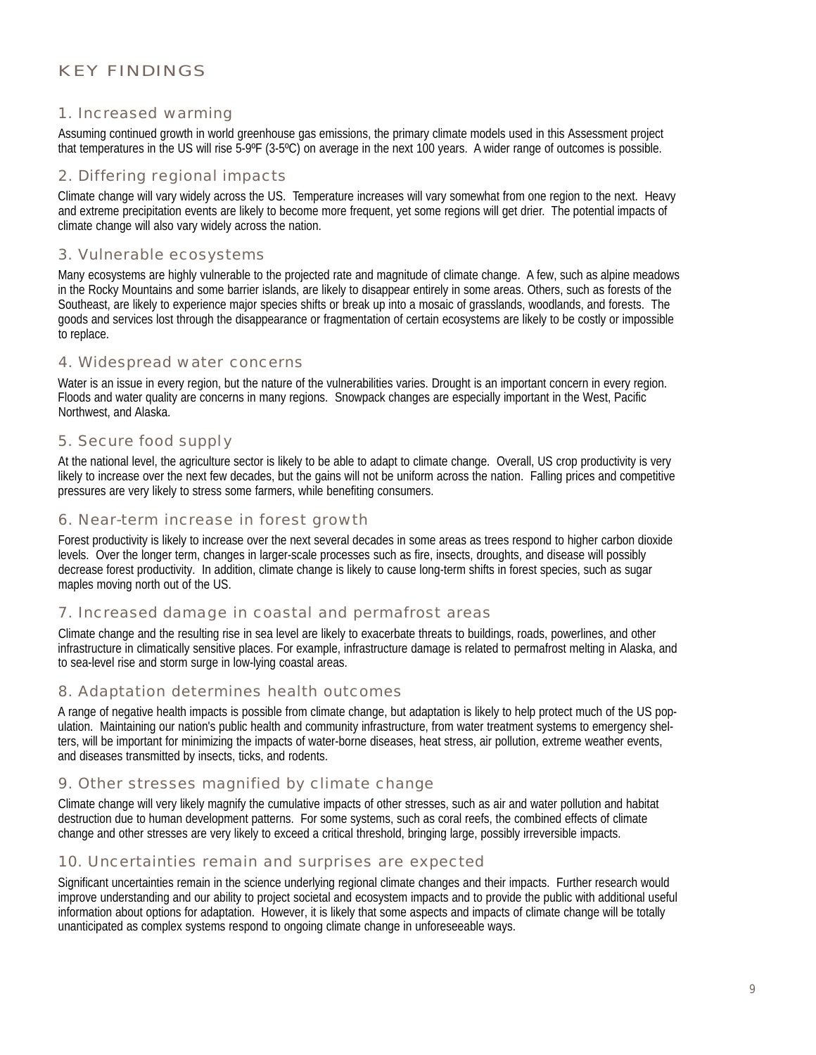# KEY FINDINGS

## 1. Increased warming

Assuming continued growth in world greenhouse gas emissions, the primary climate models used in this Assessment project that temperatures in the US will rise 5-9ºF (3-5ºC) on average in the next 100 years. A wider range of outcomes is possible.

## 2. Differing regional impacts

Climate change will vary widely across the US. Temperature increases will vary somewhat from one region to the next. Heavy and extreme precipitation events are likely to become more frequent, yet some regions will get drier. The potential impacts of climate change will also vary widely across the nation.

## 3. Vulnerable ecosystems

Many ecosystems are highly vulnerable to the projected rate and magnitude of climate change. A few, such as alpine meadows in the Rocky Mountains and some barrier islands, are likely to disappear entirely in some areas. Others, such as forests of the Southeast, are likely to experience major species shifts or break up into a mosaic of grasslands, woodlands, and forests. The goods and services lost through the disappearance or fragmentation of certain ecosystems are likely to be costly or impossible to replace.

## 4. Widespread water concerns

Water is an issue in every region, but the nature of the vulnerabilities varies. Drought is an important concern in every region. Floods and water quality are concerns in many regions. Snowpack changes are especially important in the West, Pacific Northwest, and Alaska.

## 5. Secure food supply

At the national level, the agriculture sector is likely to be able to adapt to climate change. Overall, US crop productivity is very likely to increase over the next few decades, but the gains will not be uniform across the nation. Falling prices and competitive pressures are very likely to stress some farmers, while benefiting consumers.

## 6. Near-term increase in forest growth

Forest productivity is likely to increase over the next several decades in some areas as trees respond to higher carbon dioxide levels. Over the longer term, changes in larger-scale processes such as fire, insects, droughts, and disease will possibly decrease forest productivity. In addition, climate change is likely to cause long-term shifts in forest species, such as sugar maples moving north out of the US.

## 7. Increased damage in coastal and permafrost areas

Climate change and the resulting rise in sea level are likely to exacerbate threats to buildings, roads, powerlines, and other infrastructure in climatically sensitive places. For example, infrastructure damage is related to permafrost melting in Alaska, and to sea-level rise and storm surge in low-lying coastal areas.

## 8. Adaptation determines health outcomes

A range of negative health impacts is possible from climate change, but adaptation is likely to help protect much of the US population. Maintaining our nation's public health and community infrastructure, from water treatment systems to emergency shelters, will be important for minimizing the impacts of water-borne diseases, heat stress, air pollution, extreme weather events, and diseases transmitted by insects, ticks, and rodents.

## 9. Other stresses magnified by climate change

Climate change will very likely magnify the cumulative impacts of other stresses, such as air and water pollution and habitat destruction due to human development patterns. For some systems, such as coral reefs, the combined effects of climate change and other stresses are very likely to exceed a critical threshold, bringing large, possibly irreversible impacts.

## 10. Uncertainties remain and surprises are expected

Significant uncertainties remain in the science underlying regional climate changes and their impacts. Further research would improve understanding and our ability to project societal and ecosystem impacts and to provide the public with additional useful information about options for adaptation. However, it is likely that some aspects and impacts of climate change will be totally unanticipated as complex systems respond to ongoing climate change in unforeseeable ways.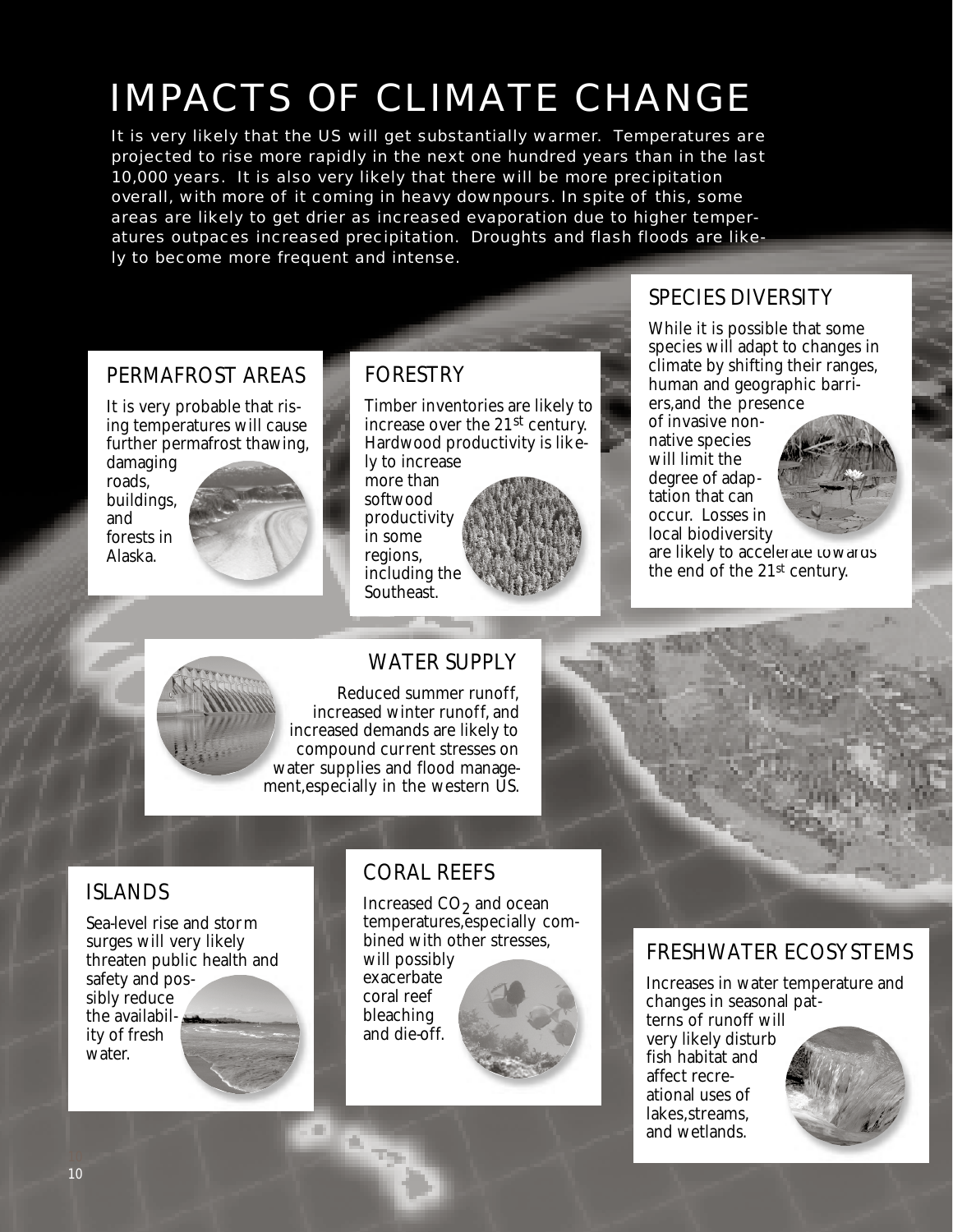# IMPACTS OF CLIMATE CHANGE

It is very likely that the US will get substantially warmer. Temperatures are projected to rise more rapidly in the next one hundred years than in the last 10,000 years. It is also very likely that there will be more precipitation overall, with more of it coming in heavy downpours. In spite of this, some areas are likely to get drier as increased evaporation due to higher temperatures outpaces increased precipitation. Droughts and flash floods are likely to become more frequent and intense.

## PERMAFROST AREAS

It is very probable that rising temperatures will cause further permafrost thawing, damaging roads, buildings, and forests in Alaska.

## FORESTRY

Timber inventories are likely to increase over the 21st century. Hardwood productivity is likely to increase more than softwood productivity in some regions, including the Southeast.

## SPECIES DIVERSITY

While it is possible that some species will adapt to changes in climate by shifting their ranges, human and geographic barriers, and the presence of invasive non-native species will limit the degree of adaptation that can occur. Losses in local biodiversity are likely to accelerate towards the end of the 21st century.

## WATER SUPPLY

Reduced summer runoff, increased winter runoff, and increased demands are likely to compound current stresses on water supplies and flood management, especially in the western US.

## ISLANDS

Sea-level rise and storm surges will very likely threaten public health and safety and possibly reduce the availability of fresh water.

## CORAL REEFS

Increased $CO_2$ and ocean temperatures, especially combined with other stresses, will possibly exacerbate coral reef bleaching and die-off.

## FRESHWATER ECOSYSTEMS

Increases in water temperature and changes in seasonal patterns of runoff will very likely disturb fish habitat and affect recreational uses of lakes, streams, and wetlands.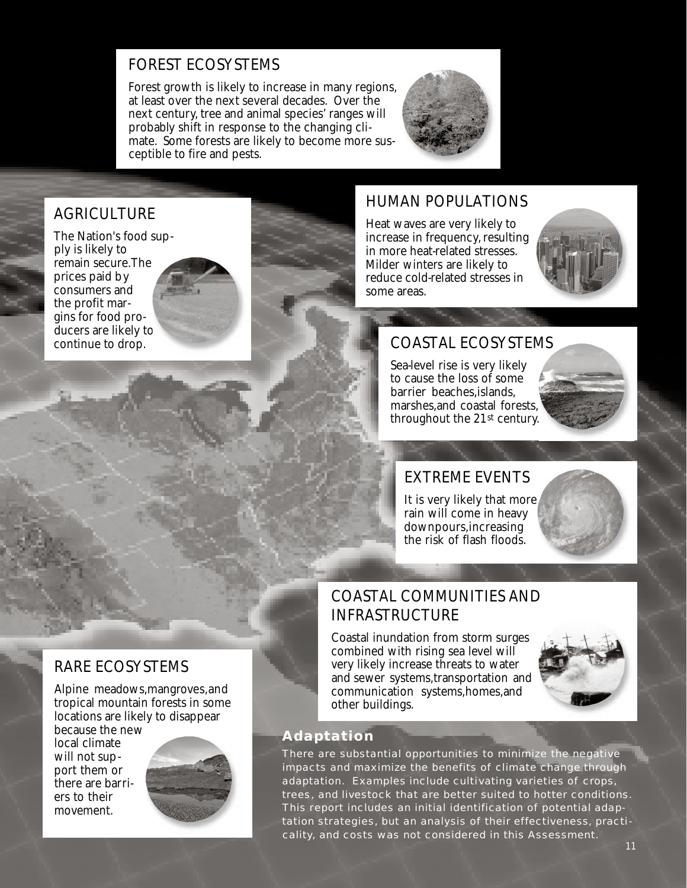## FOREST ECOSYSTEMS

Forest growth is likely to increase in many regions, at least over the next several decades. Over the next century, tree and animal species' ranges will probably shift in response to the changing climate. Some forests are likely to become more susceptible to fire and pests.

## AGRICULTURE

The Nation's food supply is likely to remain secure. The prices paid by consumers and the profit margins for food producers are likely to continue to drop.

## HUMAN POPULATIONS

Heat waves are very likely to increase in frequency, resulting in more heat-related stresses. Milder winters are likely to reduce cold-related stresses in some areas.

## COASTAL ECOSYSTEMS

Sea-level rise is very likely to cause the loss of some barrier beaches, islands, marshes, and coastal forests, throughout the 21st century.

## EXTREME EVENTS

It is very likely that more rain will come in heavy downpours, increasing the risk of flash floods.

## COASTAL COMMUNITIES AND INFRASTRUCTURE

Coastal inundation from storm surges combined with rising sea level will very likely increase threats to water and sewer systems, transportation and communication systems, homes, and other buildings.

## RARE ECOSYSTEMS

Alpine meadows, mangroves, and tropical mountain forests in some locations are likely to disappear because the new local climate will not support them or there are barriers to their movement.

### Adaptation

There are substantial opportunities to minimize the negative impacts and maximize the benefits of climate change through adaptation. Examples include cultivating varieties of crops, trees, and livestock that are better suited to hotter conditions. This report includes an initial identification of potential adaptation strategies, but an analysis of their effectiveness, practicality, and costs was not considered in this Assessment.